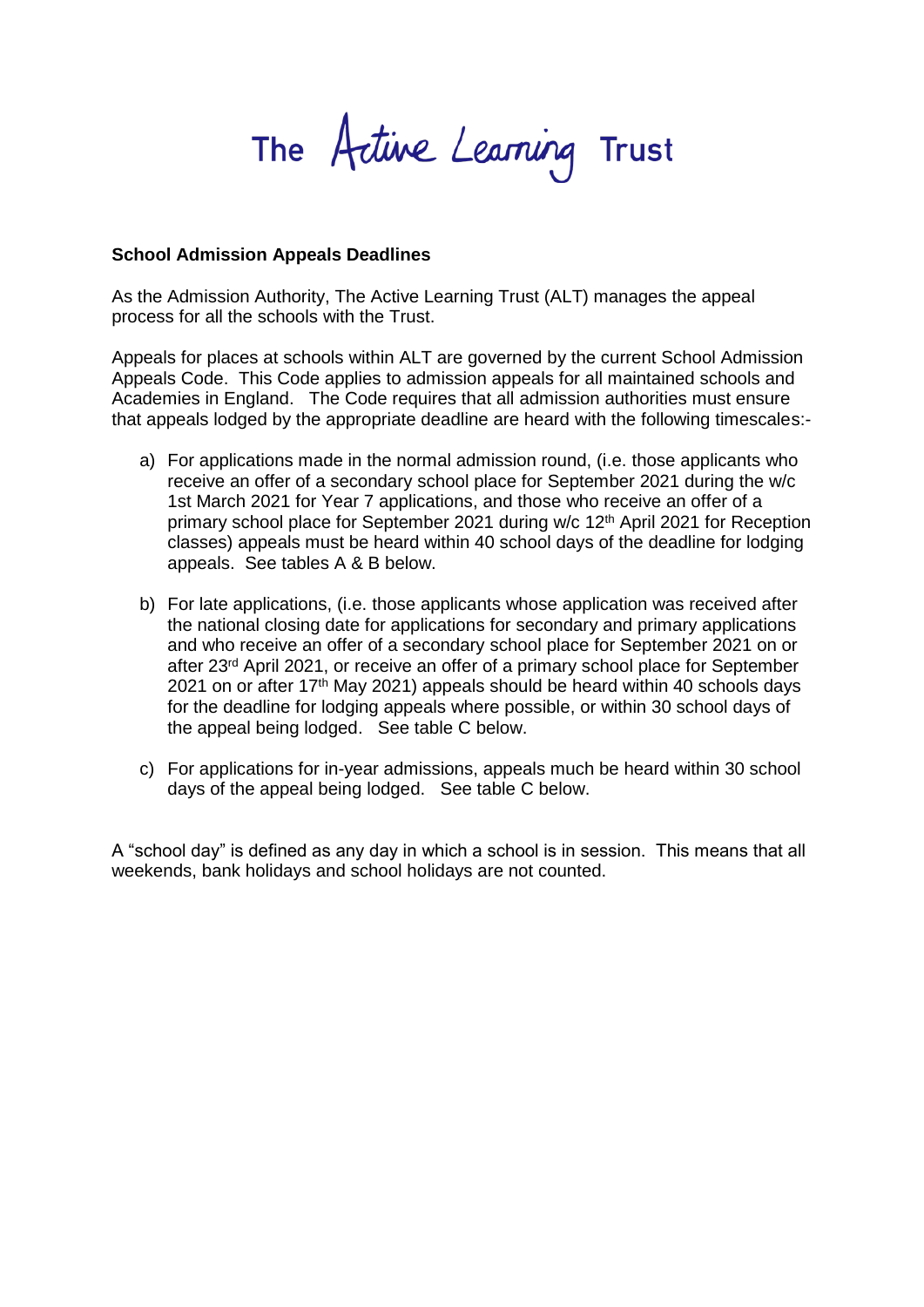The Active Learning Trust

**School Admission Appeals Deadlines**

As the Admission Authority, The Active Learning Trust (ALT) manages the appeal process for all the schools with the Trust.

Appeals for places at schools within ALT are governed by the current School Admission Appeals Code. This Code applies to admission appeals for all maintained schools and Academies in England. The Code requires that all admission authorities must ensure that appeals lodged by the appropriate deadline are heard with the following timescales:-

a) For applications made in the normal admission round, (i.e. those applicants who receive an offer of a secondary school place for September 2021 during the w/c 1st March 2021 for Year 7 applications, and those who receive an offer of a primary school place for September 2021 during w/c 12th April 2021 for Reception classes) appeals must be heard within 40 school days of the deadline for lodging appeals. See tables A & B below.

b) For late applications, (i.e. those applicants whose application was received after the national closing date for applications for secondary and primary applications and who receive an offer of a secondary school place for September 2021 on or after 23rd April 2021, or receive an offer of a primary school place for September 2021 on or after 17th May 2021) appeals should be heard within 40 schools days for the deadline for lodging appeals where possible, or within 30 school days of the appeal being lodged. See table C below.

c) For applications for in-year admissions, appeals much be heard within 30 school days of the appeal being lodged. See table C below.

A "school day" is defined as any day in which a school is in session. This means that all weekends, bank holidays and school holidays are not counted.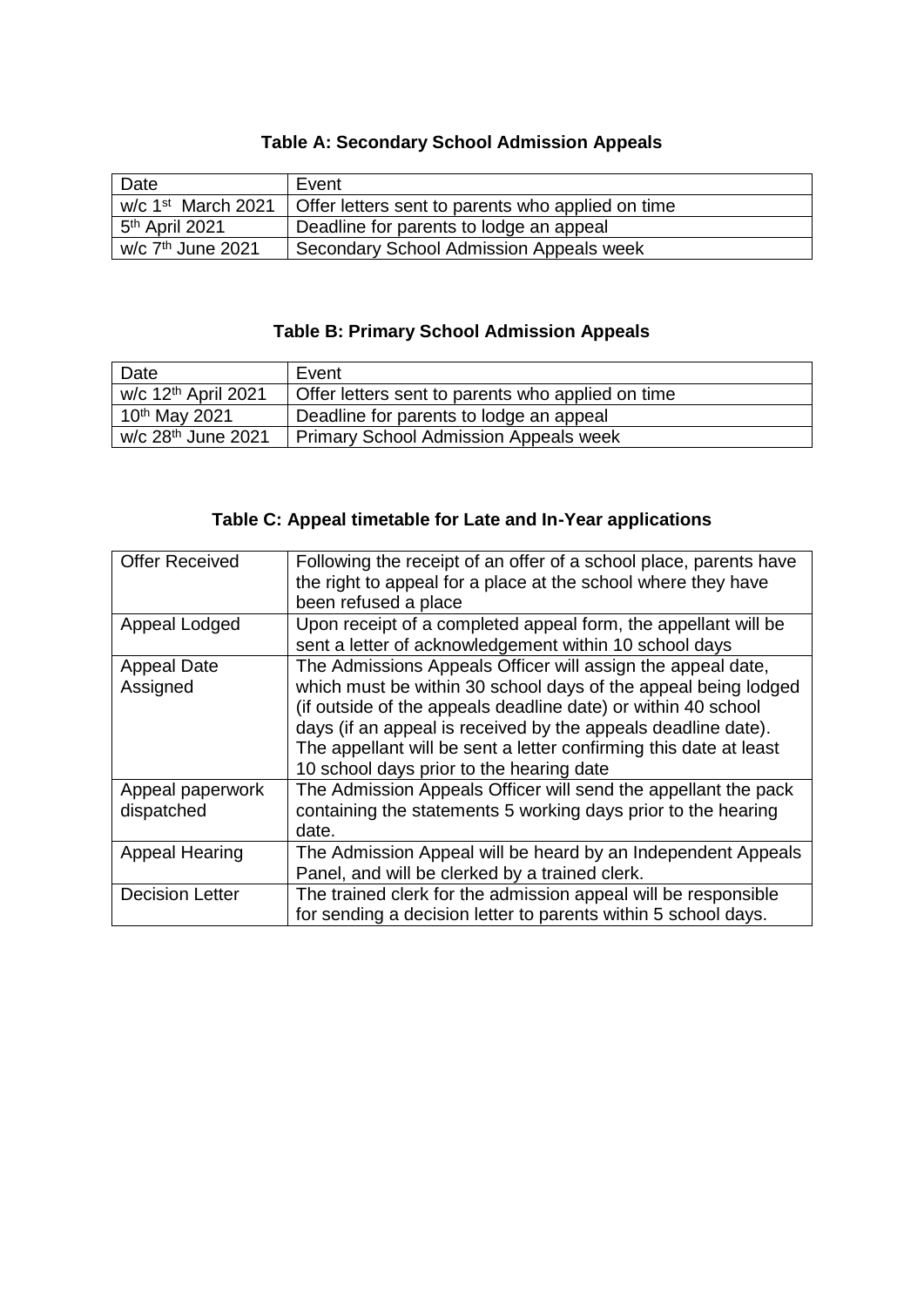**Table A: Secondary School Admission Appeals**

| Date | Event |
| --- | --- |
| w/c 1st March 2021 | Offer letters sent to parents who applied on time |
| 5th April 2021 | Deadline for parents to lodge an appeal |
| w/c 7th June 2021 | Secondary School Admission Appeals week |

**Table B: Primary School Admission Appeals**

| Date | Event |
| --- | --- |
| w/c 12th April 2021 | Offer letters sent to parents who applied on time |
| 10th May 2021 | Deadline for parents to lodge an appeal |
| w/c 28th June 2021 | Primary School Admission Appeals week |

**Table C: Appeal timetable for Late and In-Year applications**

| | |
| --- | --- |
| Offer Received | Following the receipt of an offer of a school place, parents have the right to appeal for a place at the school where they have been refused a place |
| Appeal Lodged | Upon receipt of a completed appeal form, the appellant will be sent a letter of acknowledgement within 10 school days |
| Appeal Date Assigned | The Admissions Appeals Officer will assign the appeal date, which must be within 30 school days of the appeal being lodged (if outside of the appeals deadline date) or within 40 school days (if an appeal is received by the appeals deadline date). The appellant will be sent a letter confirming this date at least 10 school days prior to the hearing date |
| Appeal paperwork dispatched | The Admission Appeals Officer will send the appellant the pack containing the statements 5 working days prior to the hearing date. |
| Appeal Hearing | The Admission Appeal will be heard by an Independent Appeals Panel, and will be clerked by a trained clerk. |
| Decision Letter | The trained clerk for the admission appeal will be responsible for sending a decision letter to parents within 5 school days. |